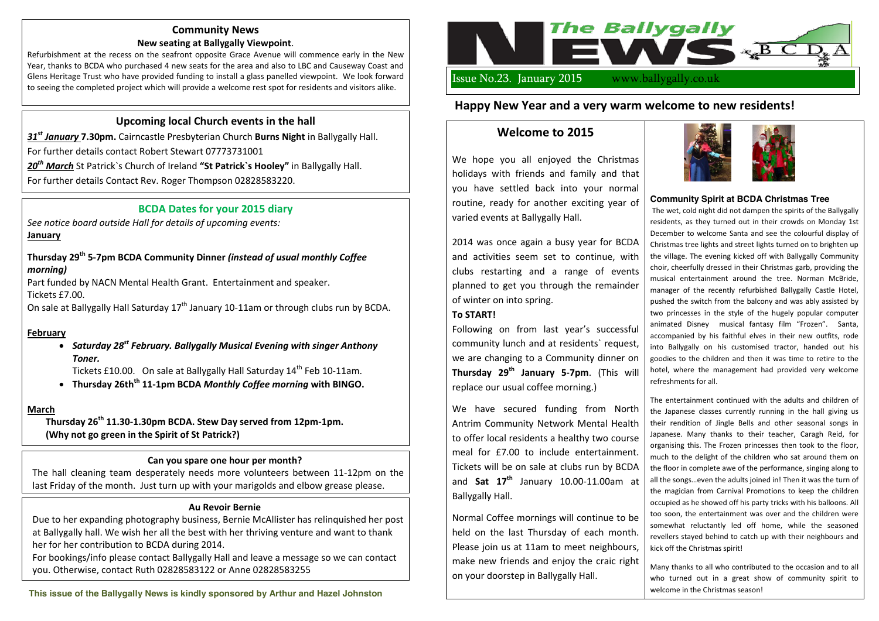# The Ballygally News

BCDA

Issue No.23. January 2015 www.ballygally.co.uk

## Happy New Year and a very warm welcome to new residents!

## Welcome to 2015

We hope you all enjoyed the Christmas holidays with friends and family and that you have settled back into your normal routine, ready for another exciting year of varied events at Ballygally Hall.

2014 was once again a busy year for BCDA and activities seem set to continue, with clubs restarting and a range of events planned to get you through the remainder of winter on into spring.

**To START!**

Following on from last year's successful community lunch and at residents` request, we are changing to a Community dinner on **Thursday 29th January 5-7pm**. (This will replace our usual coffee morning.)

We have secured funding from North Antrim Community Network Mental Health to offer local residents a healthy two course meal for £7.00 to include entertainment. Tickets will be on sale at clubs run by BCDA and **Sat 17th** January 10.00-11.00am at Ballygally Hall.

Normal Coffee mornings will continue to be held on the last Thursday of each month. Please join us at 11am to meet neighbours, make new friends and enjoy the craic right on your doorstep in Ballygally Hall.

### Community Spirit at BCDA Christmas Tree

The wet, cold night did not dampen the spirits of the Ballygally residents, as they turned out in their crowds on Monday 1st December to welcome Santa and see the colourful display of Christmas tree lights and street lights turned on to brighten up the village. The evening kicked off with Ballygally Community choir, cheerfully dressed in their Christmas garb, providing the musical entertainment around the tree. Norman McBride, manager of the recently refurbished Ballygally Castle Hotel, pushed the switch from the balcony and was ably assisted by two princesses in the style of the hugely popular computer animated Disney musical fantasy film "Frozen". Santa, accompanied by his faithful elves in their new outfits, rode into Ballygally on his customised tractor, handed out his goodies to the children and then it was time to retire to the hotel, where the management had provided very welcome refreshments for all.

The entertainment continued with the adults and children of the Japanese classes currently running in the hall giving us their rendition of Jingle Bells and other seasonal songs in Japanese. Many thanks to their teacher, Caragh Reid, for organising this. The Frozen princesses then took to the floor, much to the delight of the children who sat around them on the floor in complete awe of the performance, singing along to all the songs…even the adults joined in! Then it was the turn of the magician from Carnival Promotions to keep the children occupied as he showed off his party tricks with his balloons. All too soon, the entertainment was over and the children were somewhat reluctantly led off home, while the seasoned revellers stayed behind to catch up with their neighbours and kick off the Christmas spirit!

Many thanks to all who contributed to the occasion and to all who turned out in a great show of community spirit to welcome in the Christmas season!

## Community News

**New seating at Ballygally Viewpoint**.

Refurbishment at the recess on the seafront opposite Grace Avenue will commence early in the New Year, thanks to BCDA who purchased 4 new seats for the area and also to LBC and Causeway Coast and Glens Heritage Trust who have provided funding to install a glass panelled viewpoint. We look forward to seeing the completed project which will provide a welcome rest spot for residents and visitors alike.

## Upcoming local Church events in the hall

***31st January*** **7.30pm.** Cairncastle Presbyterian Church **Burns Night** in Ballygally Hall.
For further details contact Robert Stewart 07773731001

***20th March*** St Patrick`s Church of Ireland **"St Patrick`s Hooley"** in Ballygally Hall.
For further details Contact Rev. Roger Thompson 02828583220.

## BCDA Dates for your 2015 diary

*See notice board outside Hall for details of upcoming events:*

**January**

**Thursday 29th 5-7pm BCDA Community Dinner *(instead of usual monthly Coffee morning)***

Part funded by NACN Mental Health Grant. Entertainment and speaker.
Tickets £7.00.
On sale at Ballygally Hall Saturday 17th January 10-11am or through clubs run by BCDA.

**February**

- ***Saturday 28st February. Ballygally Musical Evening with singer Anthony Toner.***
  Tickets £10.00. On sale at Ballygally Hall Saturday 14th Feb 10-11am.
- **Thursday 26thth 11-1pm BCDA *Monthly Coffee morning* with BINGO.**

**March**

**Thursday 26th 11.30-1.30pm BCDA. Stew Day served from 12pm-1pm.**
**(Why not go green in the Spirit of St Patrick?)**

### Can you spare one hour per month?

The hall cleaning team desperately needs more volunteers between 11-12pm on the last Friday of the month. Just turn up with your marigolds and elbow grease please.

### Au Revoir Bernie

Due to her expanding photography business, Bernie McAllister has relinquished her post at Ballygally hall. We wish her all the best with her thriving venture and want to thank her for her contribution to BCDA during 2014.

For bookings/info please contact Ballygally Hall and leave a message so we can contact you. Otherwise, contact Ruth 02828583122 or Anne 02828583255

**This issue of the Ballygally News is kindly sponsored by Arthur and Hazel Johnston**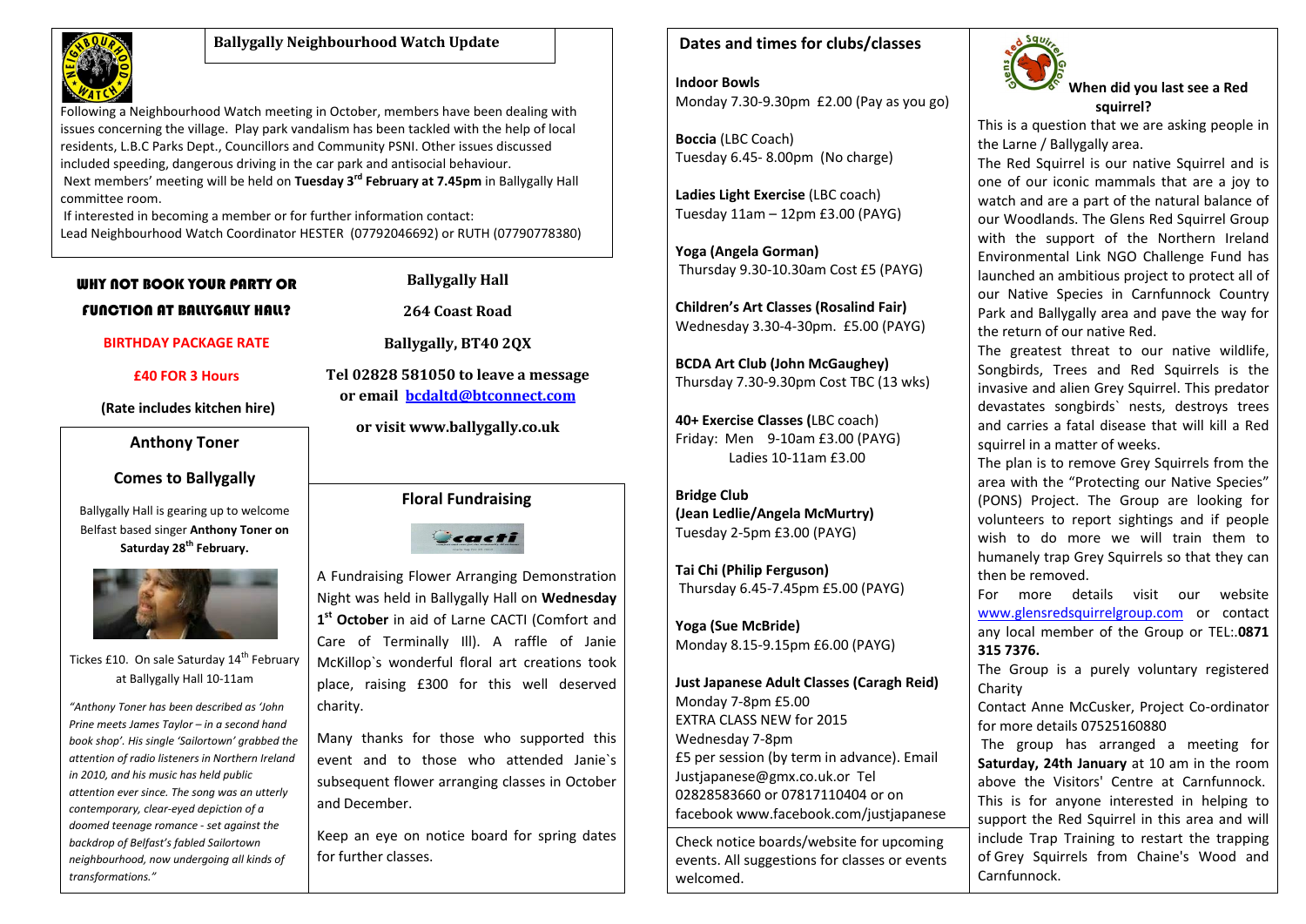## Ballygally Neighbourhood Watch Update

Following a Neighbourhood Watch meeting in October, members have been dealing with issues concerning the village. Play park vandalism has been tackled with the help of local residents, L.B.C Parks Dept., Councillors and Community PSNI. Other issues discussed included speeding, dangerous driving in the car park and antisocial behaviour.

Next members' meeting will be held on **Tuesday 3rd February at 7.45pm** in Ballygally Hall committee room.

If interested in becoming a member or for further information contact:
Lead Neighbourhood Watch Coordinator HESTER (07792046692) or RUTH (07790778380)

## WHY NOT BOOK YOUR PARTY OR FUNCTION AT BALLYGALLY HALL?

**BIRTHDAY PACKAGE RATE**

**£40 FOR 3 Hours**

**(Rate includes kitchen hire)**

**Ballygally Hall**

**264 Coast Road**

**Ballygally, BT40 2QX**

**Tel 02828 581050 to leave a message or email bcdaltd@btconnect.com**

**or visit www.ballygally.co.uk**

## Anthony Toner Comes to Ballygally

Ballygally Hall is gearing up to welcome Belfast based singer **Anthony Toner on Saturday 28th February.**

Tickes £10. On sale Saturday 14th February at Ballygally Hall 10-11am

*"Anthony Toner has been described as 'John Prine meets James Taylor – in a second hand book shop'. His single 'Sailortown' grabbed the attention of radio listeners in Northern Ireland in 2010, and his music has held public attention ever since. The song was an utterly contemporary, clear-eyed depiction of a doomed teenage romance - set against the backdrop of Belfast's fabled Sailortown neighbourhood, now undergoing all kinds of transformations."*

## Floral Fundraising

A Fundraising Flower Arranging Demonstration Night was held in Ballygally Hall on **Wednesday 1st October** in aid of Larne CACTI (Comfort and Care of Terminally Ill). A raffle of Janie McKillop`s wonderful floral art creations took place, raising £300 for this well deserved charity.

Many thanks for those who supported this event and to those who attended Janie`s subsequent flower arranging classes in October and December.

Keep an eye on notice board for spring dates for further classes.

## Dates and times for clubs/classes

**Indoor Bowls**
Monday 7.30-9.30pm £2.00 (Pay as you go)

**Boccia** (LBC Coach)
Tuesday 6.45- 8.00pm (No charge)

**Ladies Light Exercise** (LBC coach)
Tuesday 11am – 12pm £3.00 (PAYG)

**Yoga (Angela Gorman)**
Thursday 9.30-10.30am Cost £5 (PAYG)

**Children's Art Classes (Rosalind Fair)**
Wednesday 3.30-4-30pm. £5.00 (PAYG)

**BCDA Art Club (John McGaughey)**
Thursday 7.30-9.30pm Cost TBC (13 wks)

**40+ Exercise Classes (**LBC coach)
Friday: Men 9-10am £3.00 (PAYG)
Ladies 10-11am £3.00

**Bridge Club**
**(Jean Ledlie/Angela McMurtry)**
Tuesday 2-5pm £3.00 (PAYG)

**Tai Chi (Philip Ferguson)**
Thursday 6.45-7.45pm £5.00 (PAYG)

**Yoga (Sue McBride)**
Monday 8.15-9.15pm £6.00 (PAYG)

**Just Japanese Adult Classes (Caragh Reid)**
Monday 7-8pm £5.00
EXTRA CLASS NEW for 2015
Wednesday 7-8pm
£5 per session (by term in advance). Email Justjapanese@gmx.co.uk.or Tel 02828583660 or 07817110404 or on facebook www.facebook.com/justjapanese

Check notice boards/website for upcoming events. All suggestions for classes or events welcomed.

## When did you last see a Red squirrel?

This is a question that we are asking people in the Larne / Ballygally area.

The Red Squirrel is our native Squirrel and is one of our iconic mammals that are a joy to watch and are a part of the natural balance of our Woodlands. The Glens Red Squirrel Group with the support of the Northern Ireland Environmental Link NGO Challenge Fund has launched an ambitious project to protect all of our Native Species in Carnfunnock Country Park and Ballygally area and pave the way for the return of our native Red.

The greatest threat to our native wildlife, Songbirds, Trees and Red Squirrels is the invasive and alien Grey Squirrel. This predator devastates songbirds` nests, destroys trees and carries a fatal disease that will kill a Red squirrel in a matter of weeks.

The plan is to remove Grey Squirrels from the area with the "Protecting our Native Species" (PONS) Project. The Group are looking for volunteers to report sightings and if people wish to do more we will train them to humanely trap Grey Squirrels so that they can then be removed.

For more details visit our website www.glensredsquirrelgroup.com or contact any local member of the Group or TEL:.**0871 315 7376.**

The Group is a purely voluntary registered Charity

Contact Anne McCusker, Project Co-ordinator for more details 07525160880

The group has arranged a meeting for **Saturday, 24th January** at 10 am in the room above the Visitors' Centre at Carnfunnock. This is for anyone interested in helping to support the Red Squirrel in this area and will include Trap Training to restart the trapping of Grey Squirrels from Chaine's Wood and Carnfunnock.